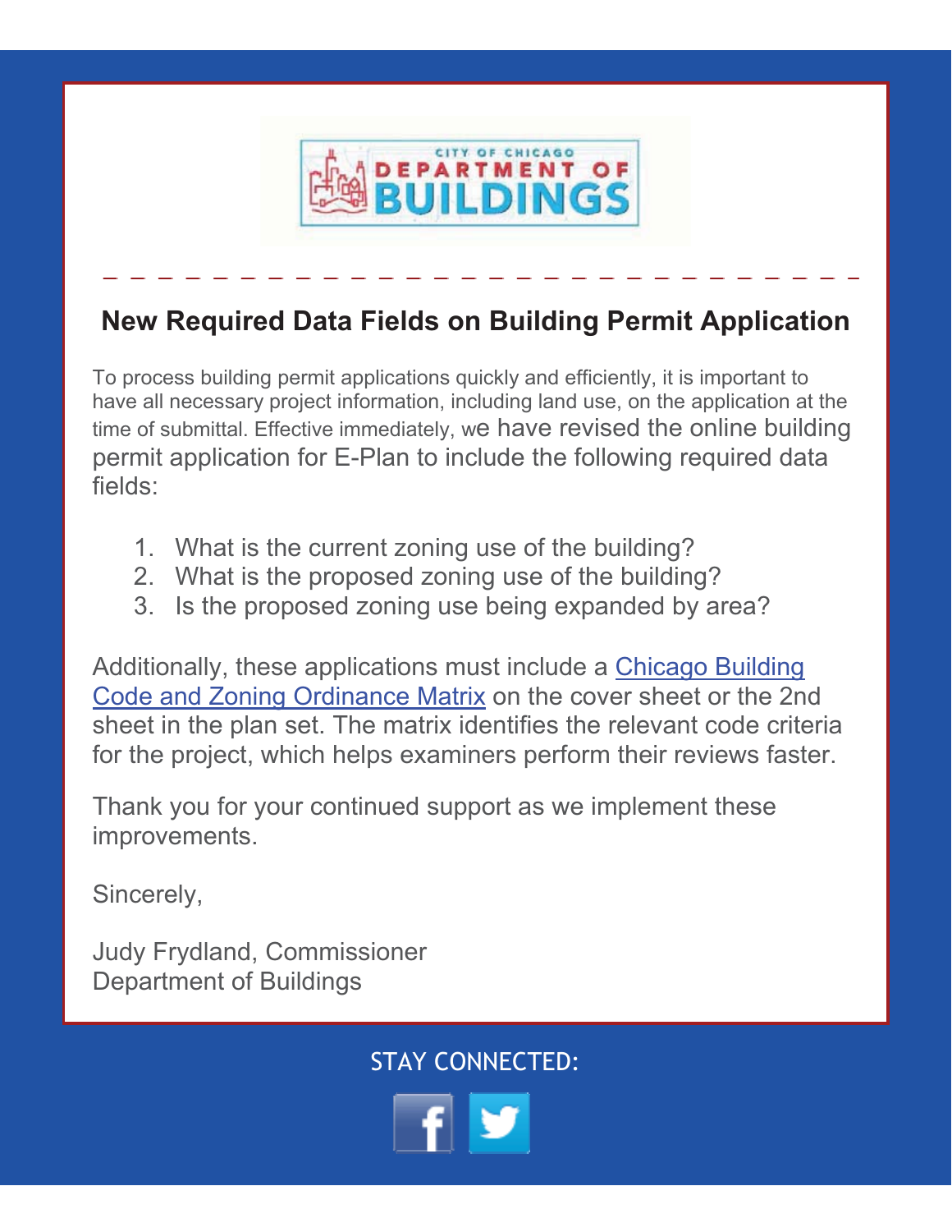CITY OF CHICAGO DEPARTMENT OF BUILDINGS

## New Required Data Fields on Building Permit Application

To process building permit applications quickly and efficiently, it is important to have all necessary project information, including land use, on the application at the time of submittal. Effective immediately, we have revised the online building permit application for E-Plan to include the following required data fields:

1. What is the current zoning use of the building?
2. What is the proposed zoning use of the building?
3. Is the proposed zoning use being expanded by area?

Additionally, these applications must include a Chicago Building Code and Zoning Ordinance Matrix on the cover sheet or the 2nd sheet in the plan set. The matrix identifies the relevant code criteria for the project, which helps examiners perform their reviews faster.

Thank you for your continued support as we implement these improvements.

Sincerely,

Judy Frydland, Commissioner
Department of Buildings

STAY CONNECTED: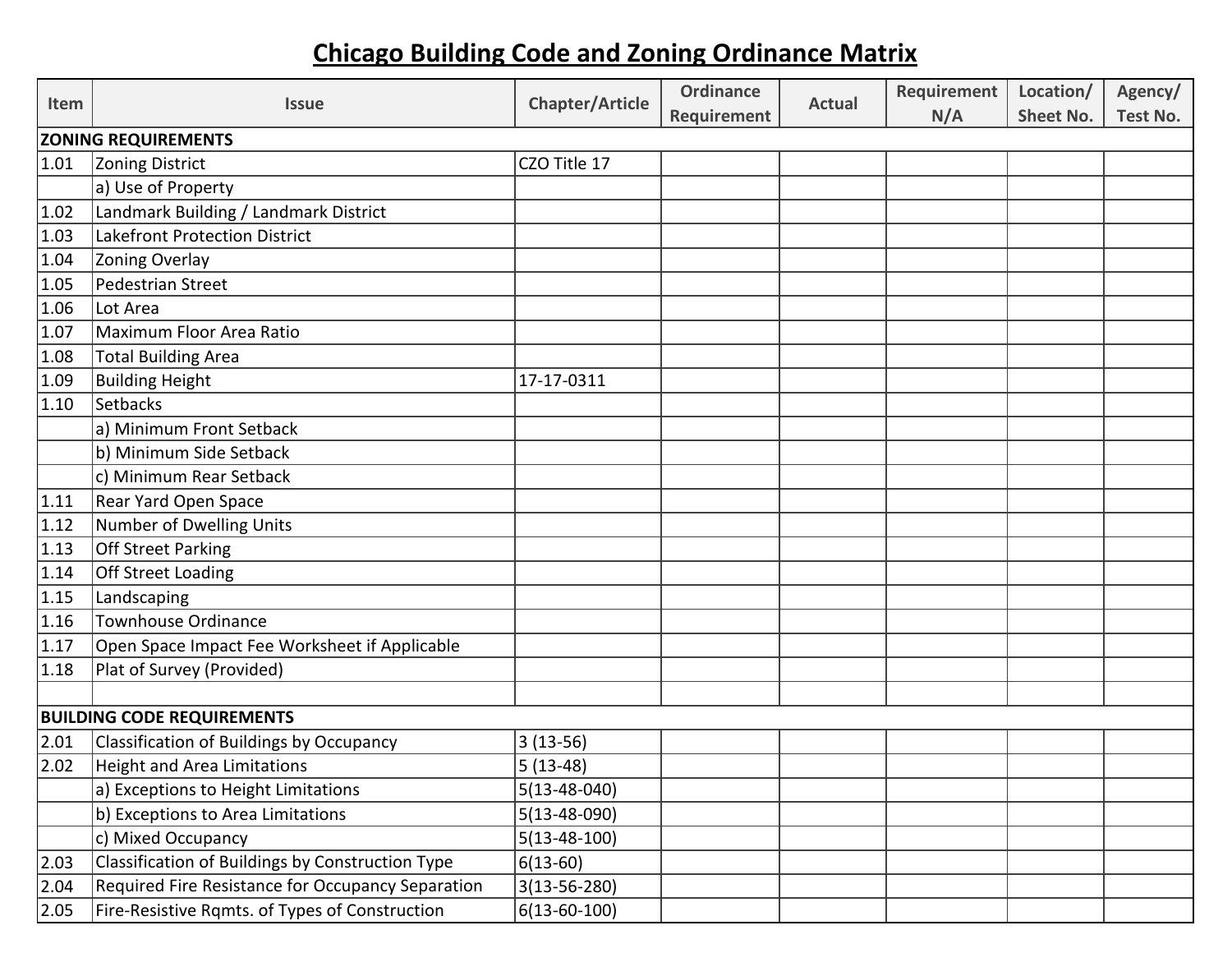# Chicago Building Code and Zoning Ordinance Matrix

| Item | Issue | Chapter/Article | Ordinance Requirement | Actual | Requirement N/A | Location/ Sheet No. | Agency/ Test No. |
|---|---|---|---|---|---|---|---|
| **ZONING REQUIREMENTS** | | | | | | | |
| 1.01 | Zoning District | CZO Title 17 | | | | | |
| | a) Use of Property | | | | | | |
| 1.02 | Landmark Building / Landmark District | | | | | | |
| 1.03 | Lakefront Protection District | | | | | | |
| 1.04 | Zoning Overlay | | | | | | |
| 1.05 | Pedestrian Street | | | | | | |
| 1.06 | Lot Area | | | | | | |
| 1.07 | Maximum Floor Area Ratio | | | | | | |
| 1.08 | Total Building Area | | | | | | |
| 1.09 | Building Height | 17-17-0311 | | | | | |
| 1.10 | Setbacks | | | | | | |
| | a) Minimum Front Setback | | | | | | |
| | b) Minimum Side Setback | | | | | | |
| | c) Minimum Rear Setback | | | | | | |
| 1.11 | Rear Yard Open Space | | | | | | |
| 1.12 | Number of Dwelling Units | | | | | | |
| 1.13 | Off Street Parking | | | | | | |
| 1.14 | Off Street Loading | | | | | | |
| 1.15 | Landscaping | | | | | | |
| 1.16 | Townhouse Ordinance | | | | | | |
| 1.17 | Open Space Impact Fee Worksheet if Applicable | | | | | | |
| 1.18 | Plat of Survey (Provided) | | | | | | |
| | | | | | | | |
| **BUILDING CODE REQUIREMENTS** | | | | | | | |
| 2.01 | Classification of Buildings by Occupancy | 3 (13-56) | | | | | |
| 2.02 | Height and Area Limitations | 5 (13-48) | | | | | |
| | a) Exceptions to Height Limitations | 5(13-48-040) | | | | | |
| | b) Exceptions to Area Limitations | 5(13-48-090) | | | | | |
| | c) Mixed Occupancy | 5(13-48-100) | | | | | |
| 2.03 | Classification of Buildings by Construction Type | 6(13-60) | | | | | |
| 2.04 | Required Fire Resistance for Occupancy Separation | 3(13-56-280) | | | | | |
| 2.05 | Fire-Resistive Rqmts. of Types of Construction | 6(13-60-100) | | | | | |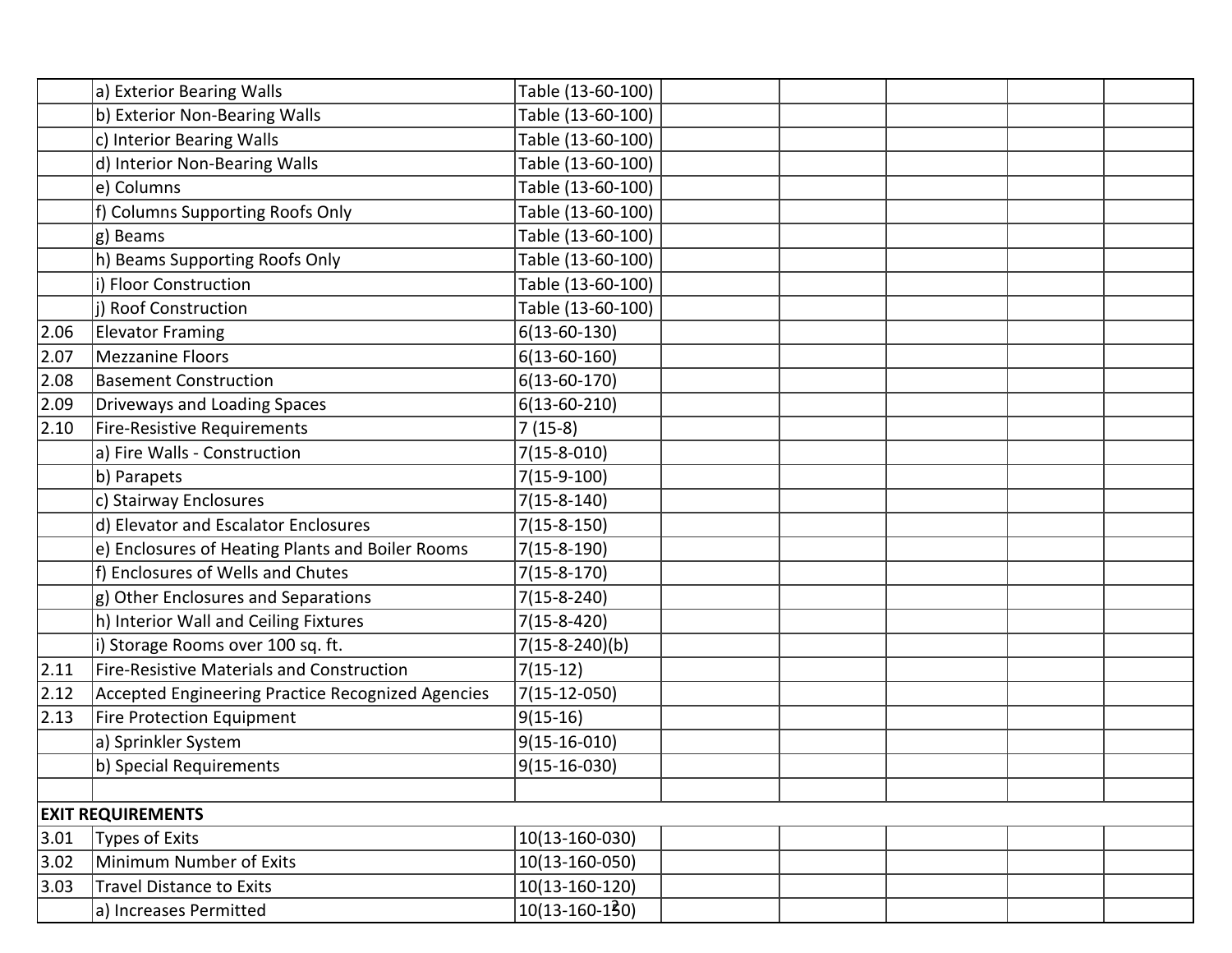| | | | | | | | |
|---|---|---|---|---|---|---|---|
| | a) Exterior Bearing Walls | Table (13-60-100) | | | | | |
| | b) Exterior Non-Bearing Walls | Table (13-60-100) | | | | | |
| | c) Interior Bearing Walls | Table (13-60-100) | | | | | |
| | d) Interior Non-Bearing Walls | Table (13-60-100) | | | | | |
| | e) Columns | Table (13-60-100) | | | | | |
| | f) Columns Supporting Roofs Only | Table (13-60-100) | | | | | |
| | g) Beams | Table (13-60-100) | | | | | |
| | h) Beams Supporting Roofs Only | Table (13-60-100) | | | | | |
| | i) Floor Construction | Table (13-60-100) | | | | | |
| | j) Roof Construction | Table (13-60-100) | | | | | |
| 2.06 | Elevator Framing | 6(13-60-130) | | | | | |
| 2.07 | Mezzanine Floors | 6(13-60-160) | | | | | |
| 2.08 | Basement Construction | 6(13-60-170) | | | | | |
| 2.09 | Driveways and Loading Spaces | 6(13-60-210) | | | | | |
| 2.10 | Fire-Resistive Requirements | 7 (15-8) | | | | | |
| | a) Fire Walls - Construction | 7(15-8-010) | | | | | |
| | b) Parapets | 7(15-9-100) | | | | | |
| | c) Stairway Enclosures | 7(15-8-140) | | | | | |
| | d) Elevator and Escalator Enclosures | 7(15-8-150) | | | | | |
| | e) Enclosures of Heating Plants and Boiler Rooms | 7(15-8-190) | | | | | |
| | f) Enclosures of Wells and Chutes | 7(15-8-170) | | | | | |
| | g) Other Enclosures and Separations | 7(15-8-240) | | | | | |
| | h) Interior Wall and Ceiling Fixtures | 7(15-8-420) | | | | | |
| | i) Storage Rooms over 100 sq. ft. | 7(15-8-240)(b) | | | | | |
| 2.11 | Fire-Resistive Materials and Construction | 7(15-12) | | | | | |
| 2.12 | Accepted Engineering Practice Recognized Agencies | 7(15-12-050) | | | | | |
| 2.13 | Fire Protection Equipment | 9(15-16) | | | | | |
| | a) Sprinkler System | 9(15-16-010) | | | | | |
| | b) Special Requirements | 9(15-16-030) | | | | | |
| | | | | | | | |
| **EXIT REQUIREMENTS** | | | | | | | |
| 3.01 | Types of Exits | 10(13-160-030) | | | | | |
| 3.02 | Minimum Number of Exits | 10(13-160-050) | | | | | |
| 3.03 | Travel Distance to Exits | 10(13-160-120) | | | | | |
| | a) Increases Permitted | 10(13-160-130) | | | | | |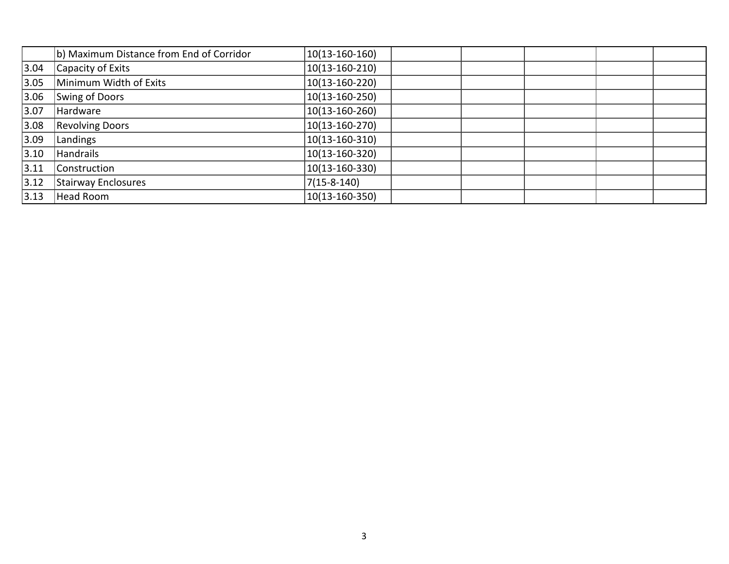| | | | | | | | |
|---|---|---|---|---|---|---|---|
| | b) Maximum Distance from End of Corridor | 10(13-160-160) | | | | | |
| 3.04 | Capacity of Exits | 10(13-160-210) | | | | | |
| 3.05 | Minimum Width of Exits | 10(13-160-220) | | | | | |
| 3.06 | Swing of Doors | 10(13-160-250) | | | | | |
| 3.07 | Hardware | 10(13-160-260) | | | | | |
| 3.08 | Revolving Doors | 10(13-160-270) | | | | | |
| 3.09 | Landings | 10(13-160-310) | | | | | |
| 3.10 | Handrails | 10(13-160-320) | | | | | |
| 3.11 | Construction | 10(13-160-330) | | | | | |
| 3.12 | Stairway Enclosures | 7(15-8-140) | | | | | |
| 3.13 | Head Room | 10(13-160-350) | | | | | |